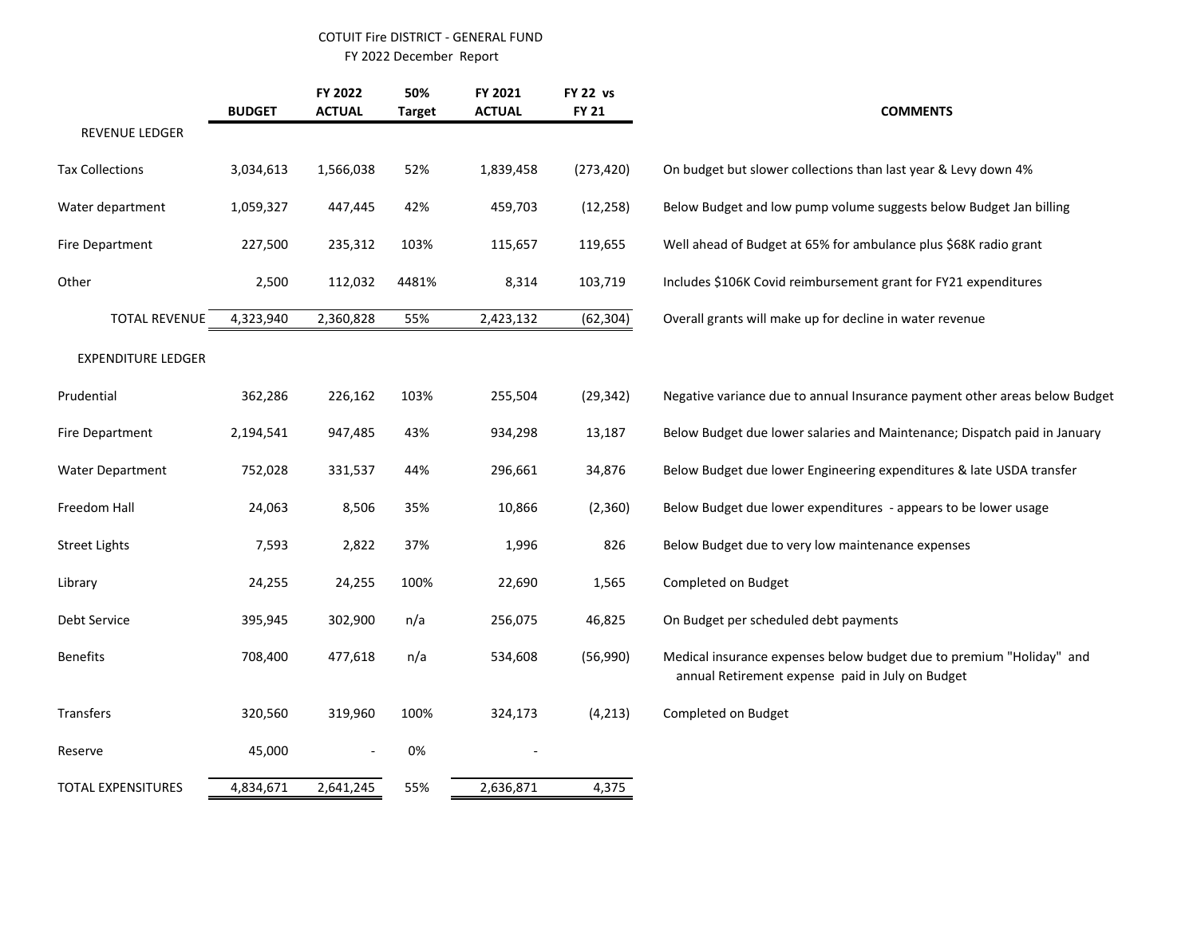COTUIT Fire DISTRICT - GENERAL FUND

FY 2022 December Report

| | BUDGET | FY 2022 ACTUAL | 50% Target | FY 2021 ACTUAL | FY 22 vs FY 21 | COMMENTS |
|---|---|---|---|---|---|---|
| REVENUE LEDGER | | | | | | |
| Tax Collections | 3,034,613 | 1,566,038 | 52% | 1,839,458 | (273,420) | On budget but slower collections than last year & Levy down 4% |
| Water department | 1,059,327 | 447,445 | 42% | 459,703 | (12,258) | Below Budget and low pump volume suggests below Budget Jan billing |
| Fire Department | 227,500 | 235,312 | 103% | 115,657 | 119,655 | Well ahead of Budget at 65% for ambulance plus $68K radio grant |
| Other | 2,500 | 112,032 | 4481% | 8,314 | 103,719 | Includes $106K Covid reimbursement grant for FY21 expenditures |
| TOTAL REVENUE | 4,323,940 | 2,360,828 | 55% | 2,423,132 | (62,304) | Overall grants will make up for decline in water revenue |
| EXPENDITURE LEDGER | | | | | | |
| Prudential | 362,286 | 226,162 | 103% | 255,504 | (29,342) | Negative variance due to annual Insurance payment other areas below Budget |
| Fire Department | 2,194,541 | 947,485 | 43% | 934,298 | 13,187 | Below Budget due lower salaries and Maintenance; Dispatch paid in January |
| Water Department | 752,028 | 331,537 | 44% | 296,661 | 34,876 | Below Budget due lower Engineering expenditures & late USDA transfer |
| Freedom Hall | 24,063 | 8,506 | 35% | 10,866 | (2,360) | Below Budget due lower expenditures - appears to be lower usage |
| Street Lights | 7,593 | 2,822 | 37% | 1,996 | 826 | Below Budget due to very low maintenance expenses |
| Library | 24,255 | 24,255 | 100% | 22,690 | 1,565 | Completed on Budget |
| Debt Service | 395,945 | 302,900 | n/a | 256,075 | 46,825 | On Budget per scheduled debt payments |
| Benefits | 708,400 | 477,618 | n/a | 534,608 | (56,990) | Medical insurance expenses below budget due to premium "Holiday" and annual Retirement expense paid in July on Budget |
| Transfers | 320,560 | 319,960 | 100% | 324,173 | (4,213) | Completed on Budget |
| Reserve | 45,000 | - | 0% | - | | |
| TOTAL EXPENSITURES | 4,834,671 | 2,641,245 | 55% | 2,636,871 | 4,375 | |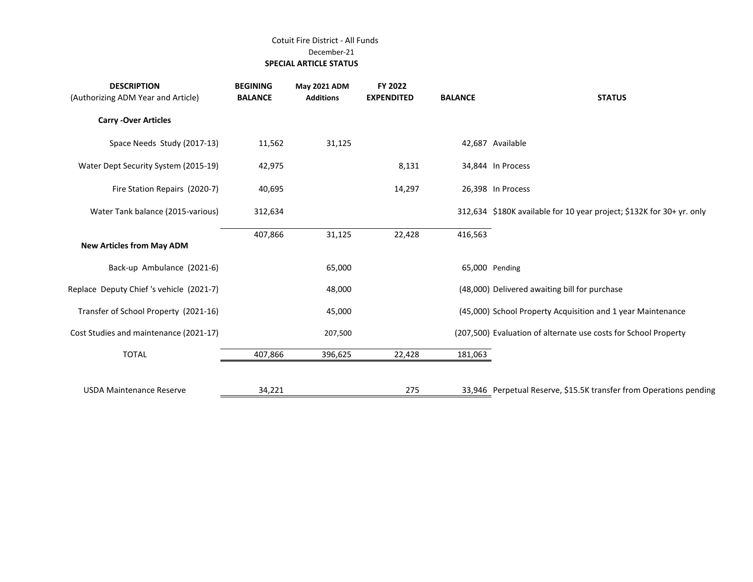Cotuit Fire District - All Funds

December-21

**SPECIAL ARTICLE STATUS**

| DESCRIPTION (Authorizing ADM Year and Article) | BEGINING BALANCE | May 2021 ADM Additions | FY 2022 EXPENDITED | BALANCE | STATUS |
|---|---|---|---|---|---|
| **Carry -Over Articles** | | | | | |
| Space Needs Study (2017-13) | 11,562 | 31,125 | | 42,687 | Available |
| Water Dept Security System (2015-19) | 42,975 | | 8,131 | 34,844 | In Process |
| Fire Station Repairs (2020-7) | 40,695 | | 14,297 | 26,398 | In Process |
| Water Tank balance (2015-various) | 312,634 | | | 312,634 | $180K available for 10 year project; $132K for 30+ yr. only |
| | 407,866 | 31,125 | 22,428 | 416,563 | |
| **New Articles from May ADM** | | | | | |
| Back-up Ambulance (2021-6) | | 65,000 | | 65,000 | Pending |
| Replace Deputy Chief 's vehicle (2021-7) | | 48,000 | | (48,000) | Delivered awaiting bill for purchase |
| Transfer of School Property (2021-16) | | 45,000 | | (45,000) | School Property Acquisition and 1 year Maintenance |
| Cost Studies and maintenance (2021-17) | | 207,500 | | (207,500) | Evaluation of alternate use costs for School Property |
| TOTAL | 407,866 | 396,625 | 22,428 | 181,063 | |
| | | | | | |
| USDA Maintenance Reserve | 34,221 | | 275 | 33,946 | Perpetual Reserve, $15.5K transfer from Operations pending |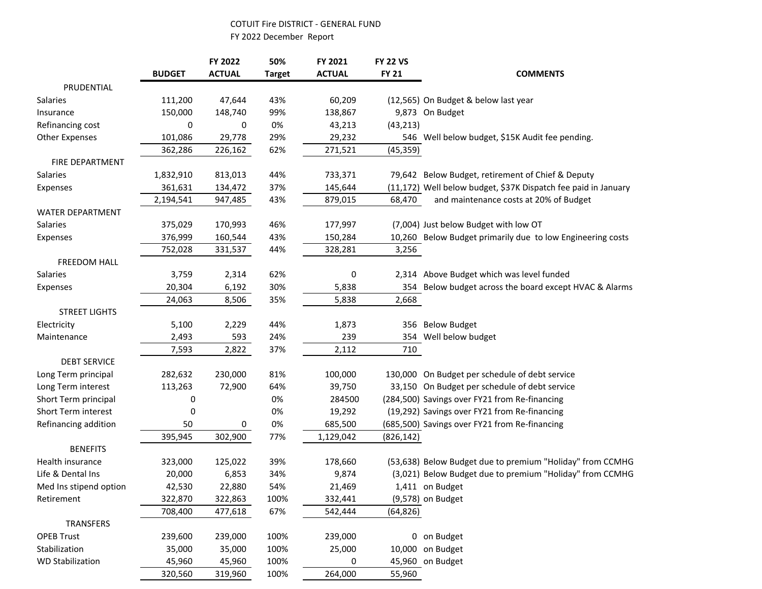COTUIT Fire DISTRICT - GENERAL FUND

FY 2022 December Report

| | BUDGET | FY 2022 ACTUAL | 50% Target | FY 2021 ACTUAL | FY 22 VS FY 21 | COMMENTS |
|---|---|---|---|---|---|---|
| **PRUDENTIAL** | | | | | | |
| Salaries | 111,200 | 47,644 | 43% | 60,209 | (12,565) | On Budget & below last year |
| Insurance | 150,000 | 148,740 | 99% | 138,867 | 9,873 | On Budget |
| Refinancing cost | 0 | 0 | 0% | 43,213 | (43,213) | |
| Other Expenses | 101,086 | 29,778 | 29% | 29,232 | 546 | Well below budget, $15K Audit fee pending. |
| | 362,286 | 226,162 | 62% | 271,521 | (45,359) | |
| **FIRE DEPARTMENT** | | | | | | |
| Salaries | 1,832,910 | 813,013 | 44% | 733,371 | 79,642 | Below Budget, retirement of Chief & Deputy |
| Expenses | 361,631 | 134,472 | 37% | 145,644 | (11,172) | Well below budget, $37K Dispatch fee paid in January |
| | 2,194,541 | 947,485 | 43% | 879,015 | 68,470 | and maintenance costs at 20% of Budget |
| **WATER DEPARTMENT** | | | | | | |
| Salaries | 375,029 | 170,993 | 46% | 177,997 | (7,004) | Just below Budget with low OT |
| Expenses | 376,999 | 160,544 | 43% | 150,284 | 10,260 | Below Budget primarily due to low Engineering costs |
| | 752,028 | 331,537 | 44% | 328,281 | 3,256 | |
| **FREEDOM HALL** | | | | | | |
| Salaries | 3,759 | 2,314 | 62% | 0 | 2,314 | Above Budget which was level funded |
| Expenses | 20,304 | 6,192 | 30% | 5,838 | 354 | Below budget across the board except HVAC & Alarms |
| | 24,063 | 8,506 | 35% | 5,838 | 2,668 | |
| **STREET LIGHTS** | | | | | | |
| Electricity | 5,100 | 2,229 | 44% | 1,873 | 356 | Below Budget |
| Maintenance | 2,493 | 593 | 24% | 239 | 354 | Well below budget |
| | 7,593 | 2,822 | 37% | 2,112 | 710 | |
| **DEBT SERVICE** | | | | | | |
| Long Term principal | 282,632 | 230,000 | 81% | 100,000 | 130,000 | On Budget per schedule of debt service |
| Long Term interest | 113,263 | 72,900 | 64% | 39,750 | 33,150 | On Budget per schedule of debt service |
| Short Term principal | 0 | | 0% | 284500 | (284,500) | Savings over FY21 from Re-financing |
| Short Term interest | 0 | | 0% | 19,292 | (19,292) | Savings over FY21 from Re-financing |
| Refinancing addition | 50 | 0 | 0% | 685,500 | (685,500) | Savings over FY21 from Re-financing |
| | 395,945 | 302,900 | 77% | 1,129,042 | (826,142) | |
| **BENEFITS** | | | | | | |
| Health insurance | 323,000 | 125,022 | 39% | 178,660 | (53,638) | Below Budget due to premium "Holiday" from CCMHG |
| Life & Dental Ins | 20,000 | 6,853 | 34% | 9,874 | (3,021) | Below Budget due to premium "Holiday" from CCMHG |
| Med Ins stipend option | 42,530 | 22,880 | 54% | 21,469 | 1,411 | on Budget |
| Retirement | 322,870 | 322,863 | 100% | 332,441 | (9,578) | on Budget |
| | 708,400 | 477,618 | 67% | 542,444 | (64,826) | |
| **TRANSFERS** | | | | | | |
| OPEB Trust | 239,600 | 239,000 | 100% | 239,000 | 0 | on Budget |
| Stabilization | 35,000 | 35,000 | 100% | 25,000 | 10,000 | on Budget |
| WD Stabilization | 45,960 | 45,960 | 100% | 0 | 45,960 | on Budget |
| | 320,560 | 319,960 | 100% | 264,000 | 55,960 | |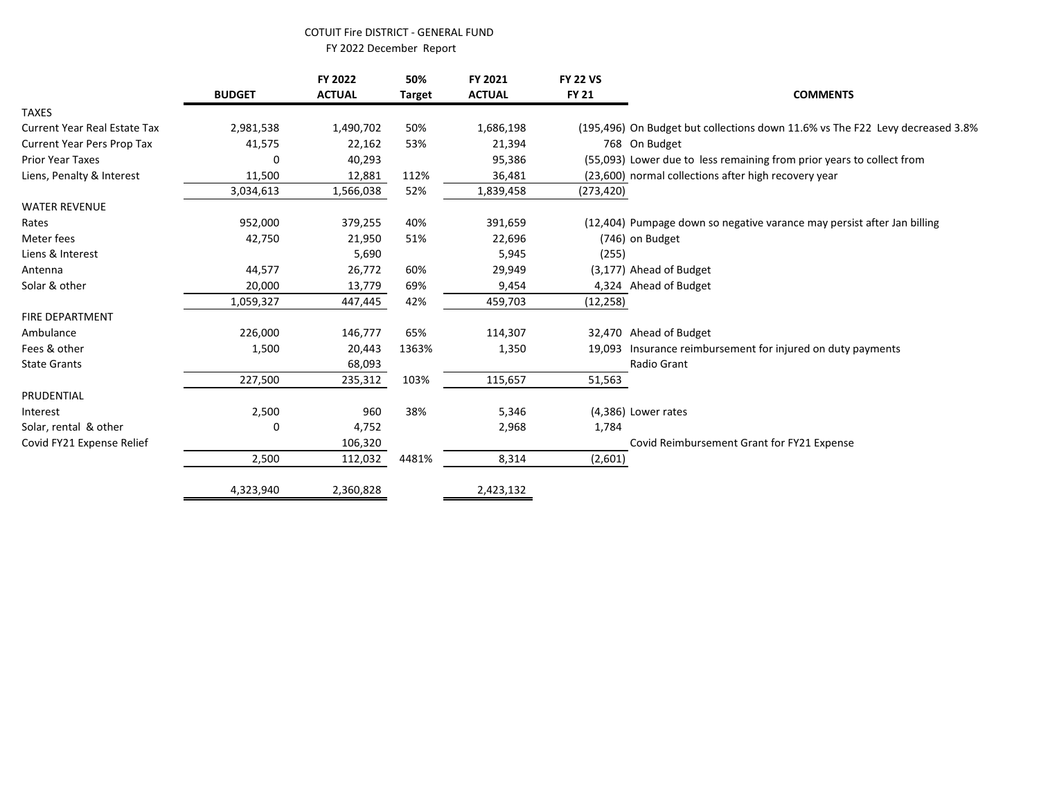COTUIT Fire DISTRICT - GENERAL FUND

FY 2022 December Report

| | BUDGET | FY 2022 ACTUAL | 50% Target | FY 2021 ACTUAL | FY 22 VS FY 21 | COMMENTS |
|---|---|---|---|---|---|---|
| TAXES | | | | | | |
| Current Year Real Estate Tax | 2,981,538 | 1,490,702 | 50% | 1,686,198 | (195,496) | On Budget but collections down 11.6% vs The F22 Levy decreased 3.8% |
| Current Year Pers Prop Tax | 41,575 | 22,162 | 53% | 21,394 | 768 | On Budget |
| Prior Year Taxes | 0 | 40,293 | | 95,386 | (55,093) | Lower due to less remaining from prior years to collect from |
| Liens, Penalty & Interest | 11,500 | 12,881 | 112% | 36,481 | (23,600) | normal collections after high recovery year |
| | 3,034,613 | 1,566,038 | 52% | 1,839,458 | (273,420) | |
| WATER REVENUE | | | | | | |
| Rates | 952,000 | 379,255 | 40% | 391,659 | (12,404) | Pumpage down so negative varance may persist after Jan billing |
| Meter fees | 42,750 | 21,950 | 51% | 22,696 | (746) | on Budget |
| Liens & Interest | | 5,690 | | 5,945 | (255) | |
| Antenna | 44,577 | 26,772 | 60% | 29,949 | (3,177) | Ahead of Budget |
| Solar & other | 20,000 | 13,779 | 69% | 9,454 | 4,324 | Ahead of Budget |
| | 1,059,327 | 447,445 | 42% | 459,703 | (12,258) | |
| FIRE DEPARTMENT | | | | | | |
| Ambulance | 226,000 | 146,777 | 65% | 114,307 | 32,470 | Ahead of Budget |
| Fees & other | 1,500 | 20,443 | 1363% | 1,350 | 19,093 | Insurance reimbursement for injured on duty payments |
| State Grants | | 68,093 | | | | Radio Grant |
| | 227,500 | 235,312 | 103% | 115,657 | 51,563 | |
| PRUDENTIAL | | | | | | |
| Interest | 2,500 | 960 | 38% | 5,346 | (4,386) | Lower rates |
| Solar, rental & other | 0 | 4,752 | | 2,968 | 1,784 | |
| Covid FY21 Expense Relief | | 106,320 | | | | Covid Reimbursement Grant for FY21 Expense |
| | 2,500 | 112,032 | 4481% | 8,314 | (2,601) | |
| | 4,323,940 | 2,360,828 | | 2,423,132 | | |